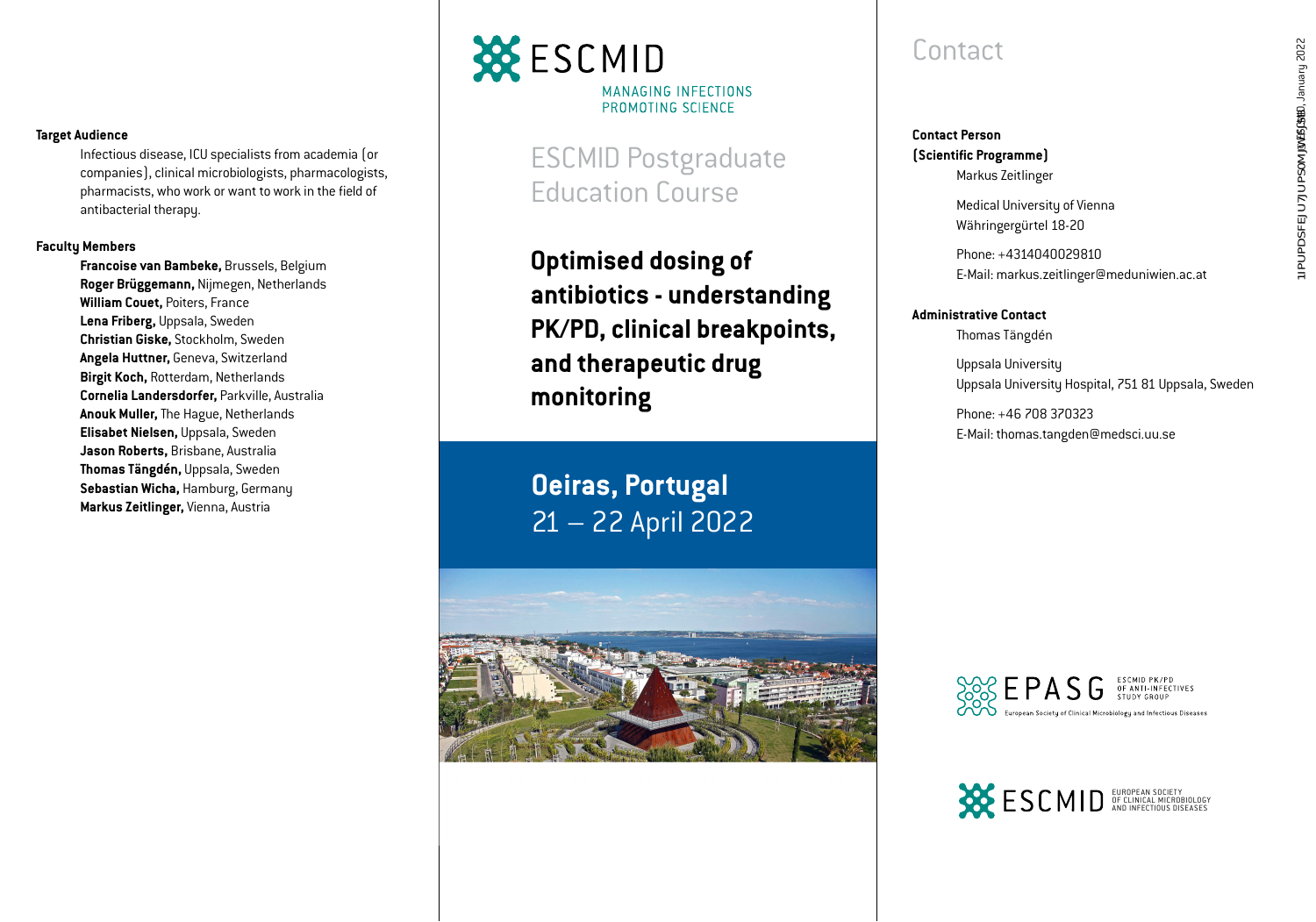**Target Audience**

Infectious disease, ICU specialists from academia (or companies), clinical microbiologists, pharmacologists, pharmacists, who work or want to work in the field of antibacterial therapy.

**Faculty Members**

**Francoise van Bambeke,** Brussels, Belgium
**Roger Brüggemann,** Nijmegen, Netherlands
**William Couet,** Poiters, France
**Lena Friberg,** Uppsala, Sweden
**Christian Giske,** Stockholm, Sweden
**Angela Huttner,** Geneva, Switzerland
**Birgit Koch,** Rotterdam, Netherlands
**Cornelia Landersdorfer,** Parkville, Australia
**Anouk Muller,** The Hague, Netherlands
**Elisabet Nielsen,** Uppsala, Sweden
**Jason Roberts,** Brisbane, Australia
**Thomas Tängdén,** Uppsala, Sweden
**Sebastian Wicha,** Hamburg, Germany
**Markus Zeitlinger,** Vienna, Austria

ESCMID
MANAGING INFECTIONS
PROMOTING SCIENCE

## ESCMID Postgraduate Education Course

# Optimised dosing of antibiotics - understanding PK/PD, clinical breakpoints, and therapeutic drug monitoring

**Oeiras, Portugal**
21 – 22 April 2022

## Contact

**Contact Person (Scientific Programme)**

Markus Zeitlinger

Medical University of Vienna
Währingergürtel 18-20

Phone: +4314040029810
E-Mail: markus.zeitlinger@meduniwien.ac.at

**Administrative Contact**

Thomas Tängdén

Uppsala University
Uppsala University Hospital, 751 81 Uppsala, Sweden

Phone: +46 708 370323
E-Mail: thomas.tangden@medsci.uu.se

EPASG ESCMID PK/PD OF ANTI-INFECTIVES STUDY GROUP
European Society of Clinical Microbiology and Infectious Diseases

ESCMID EUROPEAN SOCIETY OF CLINICAL MICROBIOLOGY AND INFECTIOUS DISEASES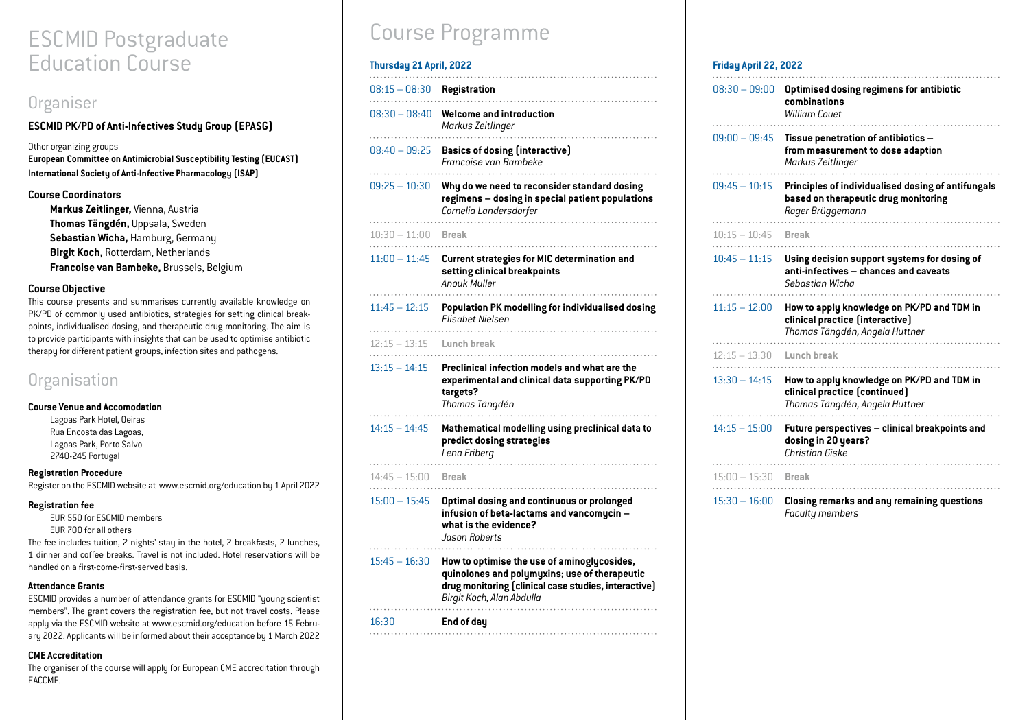# ESCMID Postgraduate Education Course

## Organiser

**ESCMID PK/PD of Anti-Infectives Study Group (EPASG)**

Other organizing groups
**European Committee on Antimicrobial Susceptibility Testing (EUCAST)**
**International Society of Anti-Infective Pharmacology (ISAP)**

### Course Coordinators

**Markus Zeitlinger,** Vienna, Austria
**Thomas Tängdén,** Uppsala, Sweden
**Sebastian Wicha,** Hamburg, Germany
**Birgit Koch,** Rotterdam, Netherlands
**Francoise van Bambeke,** Brussels, Belgium

### Course Objective

This course presents and summarises currently available knowledge on PK/PD of commonly used antibiotics, strategies for setting clinical breakpoints, individualised dosing, and therapeutic drug monitoring. The aim is to provide participants with insights that can be used to optimise antibiotic therapy for different patient groups, infection sites and pathogens.

## Organisation

### Course Venue and Accomodation

Lagoas Park Hotel, Oeiras
Rua Encosta das Lagoas,
Lagoas Park, Porto Salvo
2740-245 Portugal

### Registration Procedure

Register on the ESCMID website at www.escmid.org/education by 1 April 2022

### Registration fee

EUR 550 for ESCMID members
EUR 700 for all others

The fee includes tuition, 2 nights' stay in the hotel, 2 breakfasts, 2 lunches, 1 dinner and coffee breaks. Travel is not included. Hotel reservations will be handled on a first-come-first-served basis.

### Attendance Grants

ESCMID provides a number of attendance grants for ESCMID "young scientist members". The grant covers the registration fee, but not travel costs. Please apply via the ESCMID website at www.escmid.org/education before 15 February 2022. Applicants will be informed about their acceptance by 1 March 2022

### CME Accreditation

The organiser of the course will apply for European CME accreditation through EACCME.

# Course Programme

### Thursday 21 April, 2022

| | |
|---|---|
| 08:15 – 08:30 | **Registration** |
| 08:30 – 08:40 | **Welcome and introduction**<br>*Markus Zeitlinger* |
| 08:40 – 09:25 | **Basics of dosing (interactive)**<br>*Francoise van Bambeke* |
| 09:25 – 10:30 | **Why do we need to reconsider standard dosing regimens – dosing in special patient populations**<br>*Cornelia Landersdorfer* |
| 10:30 – 11:00 | Break |
| 11:00 – 11:45 | **Current strategies for MIC determination and setting clinical breakpoints**<br>*Anouk Muller* |
| 11:45 – 12:15 | **Population PK modelling for individualised dosing**<br>*Elisabet Nielsen* |
| 12:15 – 13:15 | Lunch break |
| 13:15 – 14:15 | **Preclinical infection models and what are the experimental and clinical data supporting PK/PD targets?**<br>*Thomas Tängdén* |
| 14:15 – 14:45 | **Mathematical modelling using preclinical data to predict dosing strategies**<br>*Lena Friberg* |
| 14:45 – 15:00 | Break |
| 15:00 – 15:45 | **Optimal dosing and continuous or prolonged infusion of beta-lactams and vancomycin – what is the evidence?**<br>*Jason Roberts* |
| 15:45 – 16:30 | **How to optimise the use of aminoglycosides, quinolones and polymyxins; use of therapeutic drug monitoring (clinical case studies, interactive)**<br>*Birgit Koch, Alan Abdulla* |
| 16:30 | **End of day** |

### Friday April 22, 2022

| | |
|---|---|
| 08:30 – 09:00 | **Optimised dosing regimens for antibiotic combinations**<br>*William Couet* |
| 09:00 – 09:45 | **Tissue penetration of antibiotics – from measurement to dose adaption**<br>*Markus Zeitlinger* |
| 09:45 – 10:15 | **Principles of individualised dosing of antifungals based on therapeutic drug monitoring**<br>*Roger Brüggemann* |
| 10:15 – 10:45 | Break |
| 10:45 – 11:15 | **Using decision support systems for dosing of anti-infectives – chances and caveats**<br>*Sebastian Wicha* |
| 11:15 – 12:00 | **How to apply knowledge on PK/PD and TDM in clinical practice (interactive)**<br>*Thomas Tängdén, Angela Huttner* |
| 12:15 – 13:30 | Lunch break |
| 13:30 – 14:15 | **How to apply knowledge on PK/PD and TDM in clinical practice (continued)**<br>*Thomas Tängdén, Angela Huttner* |
| 14:15 – 15:00 | **Future perspectives – clinical breakpoints and dosing in 20 years?**<br>*Christian Giske* |
| 15:00 – 15:30 | Break |
| 15:30 – 16:00 | **Closing remarks and any remaining questions**<br>*Faculty members* |